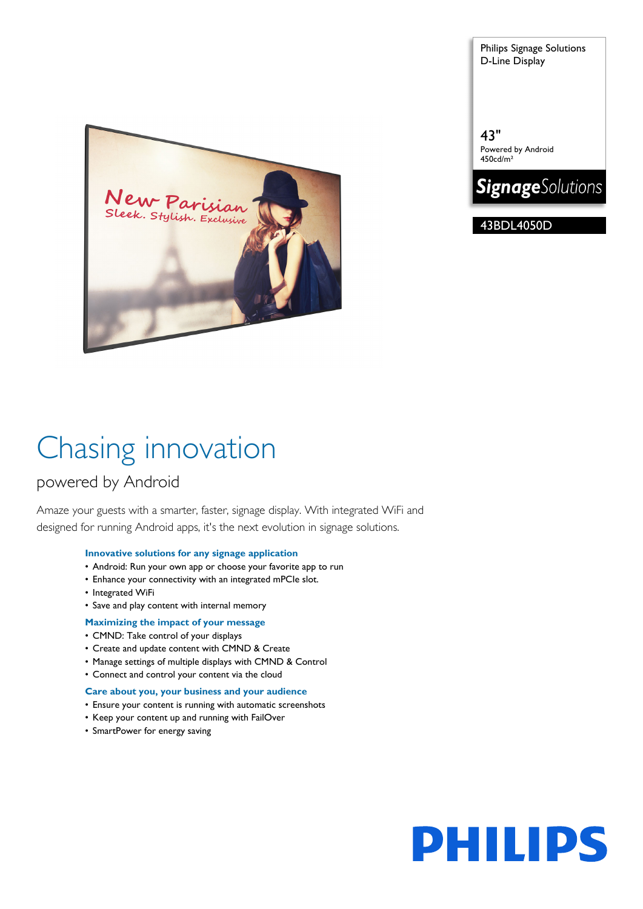Philips Signage Solutions
D-Line Display

43"
Powered by Android
450cd/m²

**Signage**Solutions

43BDL4050D

# Chasing innovation

## powered by Android

Amaze your guests with a smarter, faster, signage display. With integrated WiFi and designed for running Android apps, it's the next evolution in signage solutions.

### Innovative solutions for any signage application

- Android: Run your own app or choose your favorite app to run
- Enhance your connectivity with an integrated mPCIe slot.
- Integrated WiFi
- Save and play content with internal memory

### Maximizing the impact of your message

- CMND: Take control of your displays
- Create and update content with CMND & Create
- Manage settings of multiple displays with CMND & Control
- Connect and control your content via the cloud

### Care about you, your business and your audience

- Ensure your content is running with automatic screenshots
- Keep your content up and running with FailOver
- SmartPower for energy saving

PHILIPS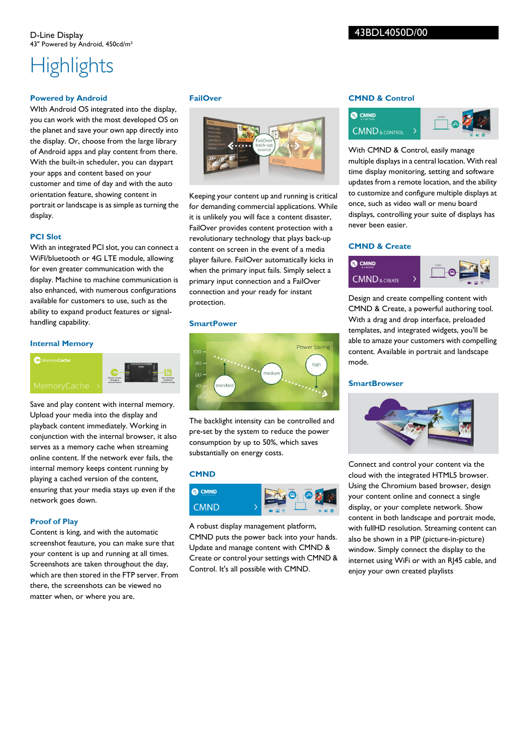D-Line Display
43" Powered by Android, 450cd/m²

43BDL4050D/00

# Highlights

### Powered by Android

WIth Android OS integrated into the display, you can work with the most developed OS on the planet and save your own app directly into the display. Or, choose from the large library of Android apps and play content from there. With the built-in scheduler, you can daypart your apps and content based on your customer and time of day and with the auto orientation feature, showing content in portrait or landscape is as simple as turning the display.

### PCI Slot

With an integrated PCI slot, you can connect a WiFI/bluetooth or 4G LTE module, allowing for even greater communication with the display. Machine to machine communication is also enhanced, with numerous configurations available for customers to use, such as the ability to expand product features or signal-handling capability.

### Internal Memory

Save and play content with internal memory. Upload your media into the display and playback content immediately. Working in conjunction with the internal browser, it also serves as a memory cache when streaming online content. If the network ever fails, the internal memory keeps content running by playing a cached version of the content, ensuring that your media stays up even if the network goes down.

### Proof of Play

Content is king, and with the automatic screenshot feauture, you can make sure that your content is up and running at all times. Screenshots are taken throughout the day, which are then stored in the FTP server. From there, the screenshots can be viewed no matter when, or where you are.

### FailOver

Keeping your content up and running is critical for demanding commercial applications. While it is unlikely you will face a content disaster, FailOver provides content protection with a revolutionary technology that plays back-up content on screen in the event of a media player failure. FailOver automatically kicks in when the primary input fails. Simply select a primary input connection and a FailOver connection and your ready for instant protection.

### SmartPower

The backlight intensity can be controlled and pre-set by the system to reduce the power consumption by up to 50%, which saves substantially on energy costs.

### CMND

A robust display management platform, CMND puts the power back into your hands. Update and manage content with CMND & Create or control your settings with CMND & Control. It's all possible with CMND.

### CMND & Control

With CMND & Control, easily manage multiple displays in a central location. With real time display monitoring, setting and software updates from a remote location, and the ability to customize and configure multiple displays at once, such as video wall or menu board displays, controlling your suite of displays has never been easier.

### CMND & Create

Design and create compelling content with CMND & Create, a powerful authoring tool. With a drag and drop interface, preloaded templates, and integrated widgets, you'll be able to amaze your customers with compelling content. Available in portrait and landscape mode.

### SmartBrowser

Connect and control your content via the cloud with the integrated HTML5 browser. Using the Chromium based browser, design your content online and connect a single display, or your complete network. Show content in both landscape and portrait mode, with fullHD resolution. Streaming content can also be shown in a PIP (picture-in-picture) window. Simply connect the display to the internet using WiFi or with an RJ45 cable, and enjoy your own created playlists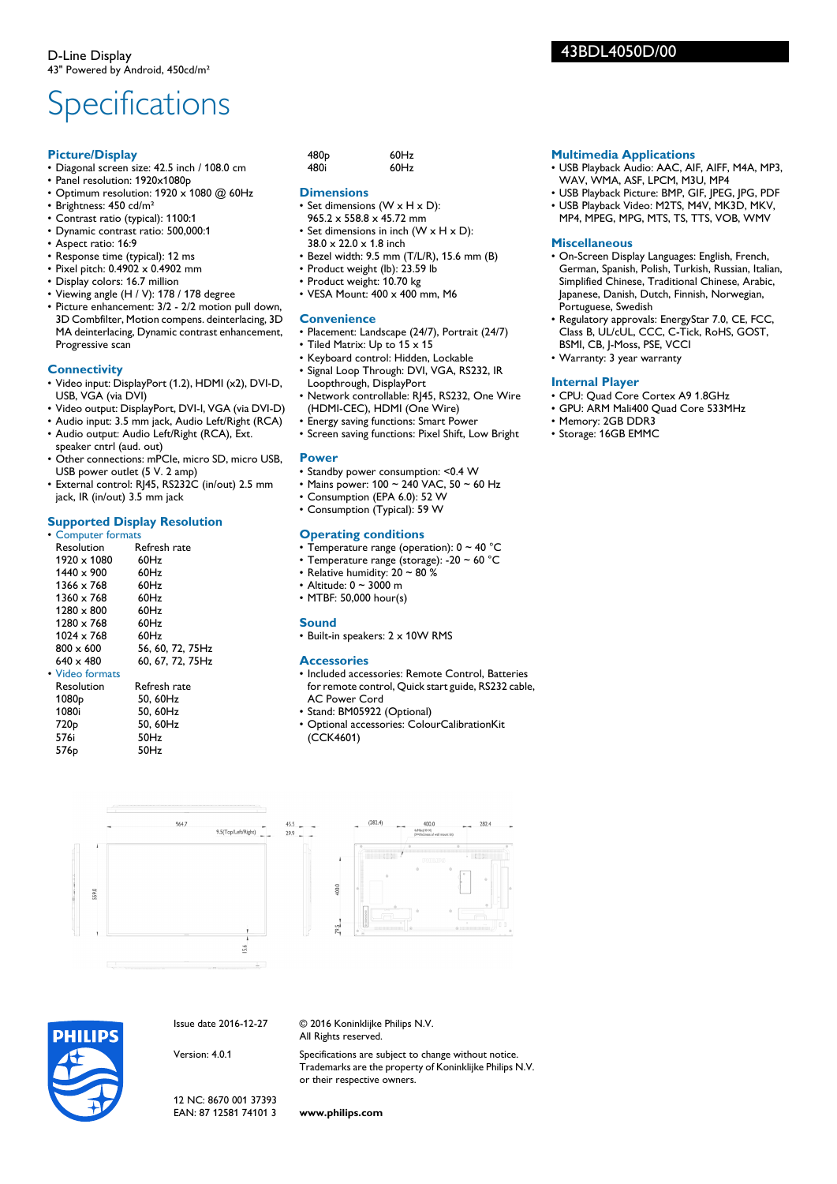D-Line Display
43" Powered by Android, 450cd/m²

43BDL4050D/00

# Specifications

## Picture/Display

- Diagonal screen size: 42.5 inch / 108.0 cm
- Panel resolution: 1920x1080p
- Optimum resolution: 1920 x 1080 @ 60Hz
- Brightness: 450 cd/m²
- Contrast ratio (typical): 1100:1
- Dynamic contrast ratio: 500,000:1
- Aspect ratio: 16:9
- Response time (typical): 12 ms
- Pixel pitch: 0.4902 x 0.4902 mm
- Display colors: 16.7 million
- Viewing angle (H / V): 178 / 178 degree
- Picture enhancement: 3/2 - 2/2 motion pull down, 3D Combfilter, Motion compens. deinterlacing, 3D MA deinterlacing, Dynamic contrast enhancement, Progressive scan

## Connectivity

- Video input: DisplayPort (1.2), HDMI (x2), DVI-D, USB, VGA (via DVI)
- Video output: DisplayPort, DVI-I, VGA (via DVI-D)
- Audio input: 3.5 mm jack, Audio Left/Right (RCA)
- Audio output: Audio Left/Right (RCA), Ext. speaker cntrl (aud. out)
- Other connections: mPCIe, micro SD, micro USB, USB power outlet (5 V. 2 amp)
- External control: RJ45, RS232C (in/out) 2.5 mm jack, IR (in/out) 3.5 mm jack

## Supported Display Resolution

- Computer formats

| Resolution | Refresh rate |
|---|---|
| 1920 x 1080 | 60Hz |
| 1440 x 900 | 60Hz |
| 1366 x 768 | 60Hz |
| 1360 x 768 | 60Hz |
| 1280 x 800 | 60Hz |
| 1280 x 768 | 60Hz |
| 1024 x 768 | 60Hz |
| 800 x 600 | 56, 60, 72, 75Hz |
| 640 x 480 | 60, 67, 72, 75Hz |

- Video formats

| Resolution | Refresh rate |
|---|---|
| 1080p | 50, 60Hz |
| 1080i | 50, 60Hz |
| 720p | 50, 60Hz |
| 576i | 50Hz |
| 576p | 50Hz |
| 480p | 60Hz |
| 480i | 60Hz |

## Dimensions

- Set dimensions (W x H x D): 965.2 x 558.8 x 45.72 mm
- Set dimensions in inch (W x H x D): 38.0 x 22.0 x 1.8 inch
- Bezel width: 9.5 mm (T/L/R), 15.6 mm (B)
- Product weight (lb): 23.59 lb
- Product weight: 10.70 kg
- VESA Mount: 400 x 400 mm, M6

## Convenience

- Placement: Landscape (24/7), Portrait (24/7)
- Tiled Matrix: Up to 15 x 15
- Keyboard control: Hidden, Lockable
- Signal Loop Through: DVI, VGA, RS232, IR Loopthrough, DisplayPort
- Network controllable: RJ45, RS232, One Wire (HDMI-CEC), HDMI (One Wire)
- Energy saving functions: Smart Power
- Screen saving functions: Pixel Shift, Low Bright

## Power

- Standby power consumption: <0.4 W
- Mains power: 100 ~ 240 VAC, 50 ~ 60 Hz
- Consumption (EPA 6.0): 52 W
- Consumption (Typical): 59 W

## Operating conditions

- Temperature range (operation): 0 ~ 40 °C
- Temperature range (storage): -20 ~ 60 °C
- Relative humidity: 20 ~ 80 %
- Altitude: 0 ~ 3000 m
- MTBF: 50,000 hour(s)

## Sound

- Built-in speakers: 2 x 10W RMS

## Accessories

- Included accessories: Remote Control, Batteries for remote control, Quick start guide, RS232 cable, AC Power Cord
- Stand: BM05922 (Optional)
- Optional accessories: ColourCalibrationKit (CCK4601)

## Multimedia Applications

- USB Playback Audio: AAC, AIF, AIFF, M4A, MP3, WAV, WMA, ASF, LPCM, M3U, MP4
- USB Playback Picture: BMP, GIF, JPEG, JPG, PDF
- USB Playback Video: M2TS, M4V, MK3D, MKV, MP4, MPEG, MPG, MTS, TS, TTS, VOB, WMV

## Miscellaneous

- On-Screen Display Languages: English, French, German, Spanish, Polish, Turkish, Russian, Italian, Simplified Chinese, Traditional Chinese, Arabic, Japanese, Danish, Dutch, Finnish, Norwegian, Portuguese, Swedish
- Regulatory approvals: EnergyStar 7.0, CE, FCC, Class B, UL/cUL, CCC, C-Tick, RoHS, GOST, BSMI, CB, J-Moss, PSE, VCCI
- Warranty: 3 year warranty

## Internal Player

- CPU: Quad Core Cortex A9 1.8GHz
- GPU: ARM Mali400 Quad Core 533MHz
- Memory: 2GB DDR3
- Storage: 16GB EMMC

964.7
9.5(Top/Left/Right)
558.8
15.6
45.5
29.9
(282.4)
400.0
282.4
400.0
29.9

Issue date 2016-12-27

Version: 4.0.1

12 NC: 8670 001 37393
EAN: 87 12581 74101 3

© 2016 Koninklijke Philips N.V.
All Rights reserved.

Specifications are subject to change without notice. Trademarks are the property of Koninklijke Philips N.V. or their respective owners.

**www.philips.com**